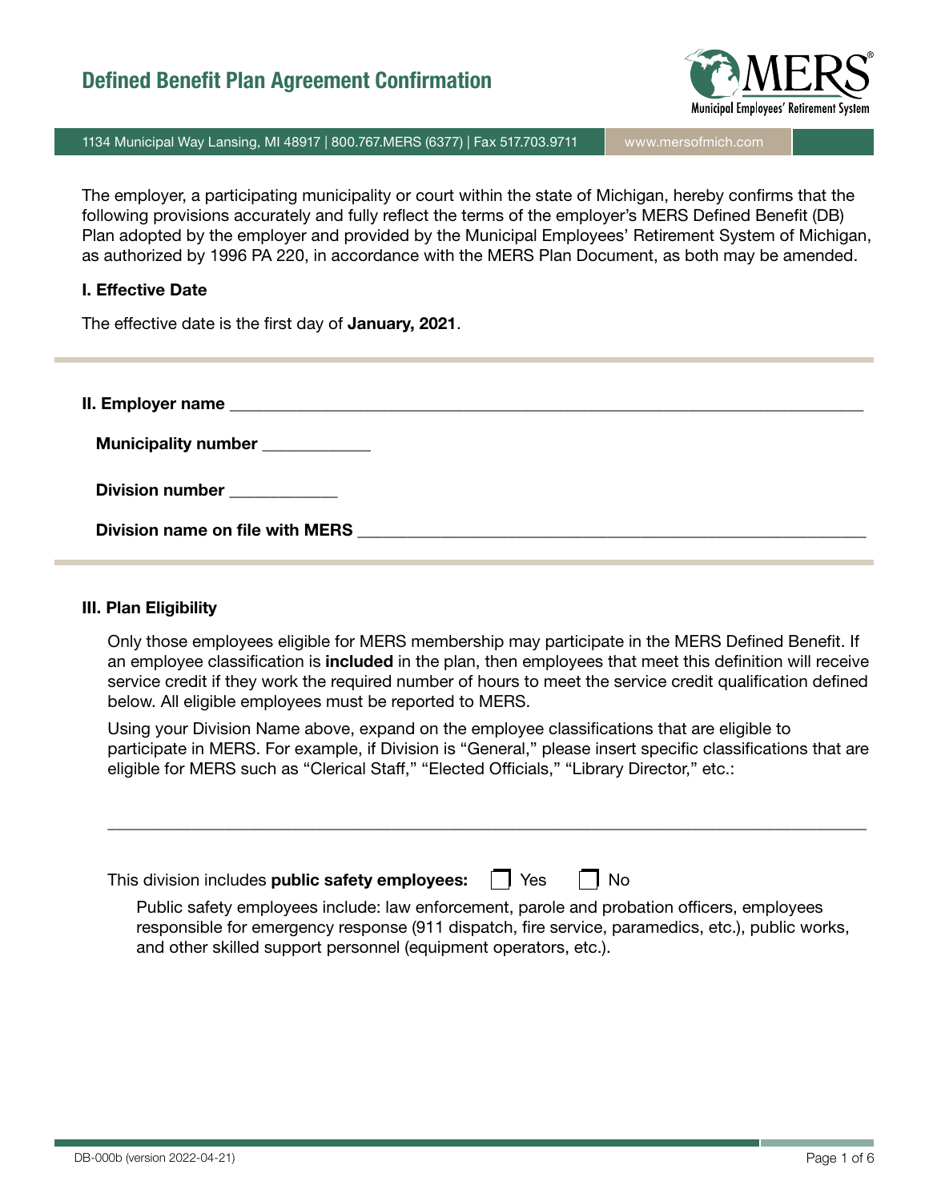# Defined Benefit Plan Agreement Confirmation

1134 Municipal Way Lansing, MI 48917 | 800.767.MERS (6377) | Fax 517.703.9711 | www.mersofmich.com

The employer, a participating municipality or court within the state of Michigan, hereby confirms that the following provisions accurately and fully reflect the terms of the employer's MERS Defined Benefit (DB) Plan adopted by the employer and provided by the Municipal Employees' Retirement System of Michigan, as authorized by 1996 PA 220, in accordance with the MERS Plan Document, as both may be amended.

### I. Effective Date

The effective date is the first day of **January, 2021**.

---

**II. Employer name** ____________________________________________

**Municipality number** ____________

**Division number** ____________

**Division name on file with MERS** ____________________________________________

---

### III. Plan Eligibility

Only those employees eligible for MERS membership may participate in the MERS Defined Benefit. If an employee classification is **included** in the plan, then employees that meet this definition will receive service credit if they work the required number of hours to meet the service credit qualification defined below. All eligible employees must be reported to MERS.

Using your Division Name above, expand on the employee classifications that are eligible to participate in MERS. For example, if Division is "General," please insert specific classifications that are eligible for MERS such as "Clerical Staff," "Elected Officials," "Library Director," etc.:

____________________________________________

This division includes **public safety employees:** ☐ Yes ☐ No

Public safety employees include: law enforcement, parole and probation officers, employees responsible for emergency response (911 dispatch, fire service, paramedics, etc.), public works, and other skilled support personnel (equipment operators, etc.).

DB-000b (version 2022-04-21)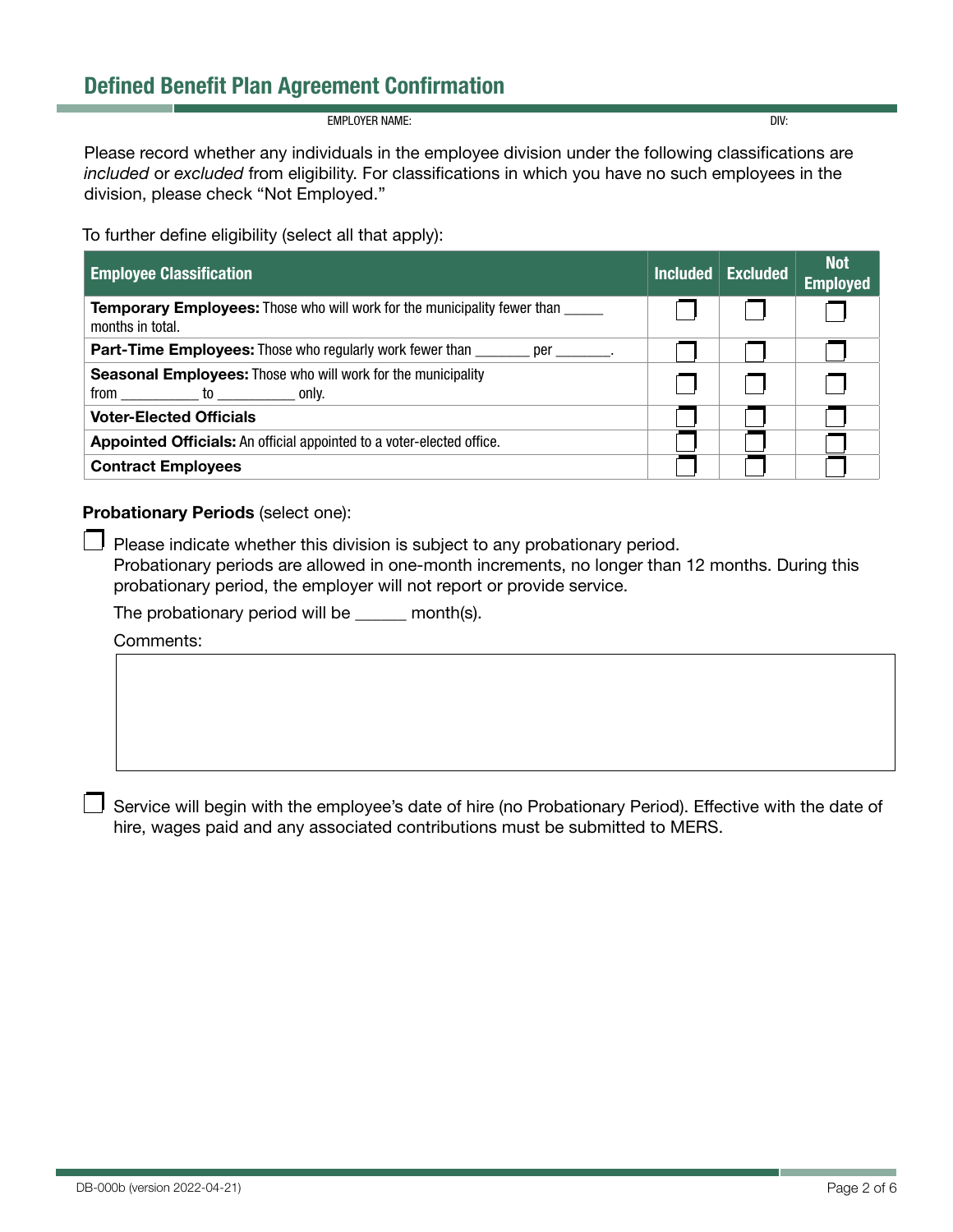## Defined Benefit Plan Agreement Confirmation

EMPLOYER NAME: DIV:

Please record whether any individuals in the employee division under the following classifications are *included* or *excluded* from eligibility. For classifications in which you have no such employees in the division, please check "Not Employed."

To further define eligibility (select all that apply):

| Employee Classification | Included | Excluded | Not Employed |
|---|---|---|---|
| **Temporary Employees:** Those who will work for the municipality fewer than _____ months in total. | ☐ | ☐ | ☐ |
| **Part-Time Employees:** Those who regularly work fewer than _______ per _______. | ☐ | ☐ | ☐ |
| **Seasonal Employees:** Those who will work for the municipality from __________ to __________ only. | ☐ | ☐ | ☐ |
| **Voter-Elected Officials** | ☐ | ☐ | ☐ |
| **Appointed Officials:** An official appointed to a voter-elected office. | ☐ | ☐ | ☐ |
| **Contract Employees** | ☐ | ☐ | ☐ |

**Probationary Periods** (select one):

☐ Please indicate whether this division is subject to any probationary period. Probationary periods are allowed in one-month increments, no longer than 12 months. During this probationary period, the employer will not report or provide service.

The probationary period will be ______ month(s).

Comments:

☐ Service will begin with the employee's date of hire (no Probationary Period). Effective with the date of hire, wages paid and any associated contributions must be submitted to MERS.

DB-000b (version 2022-04-21)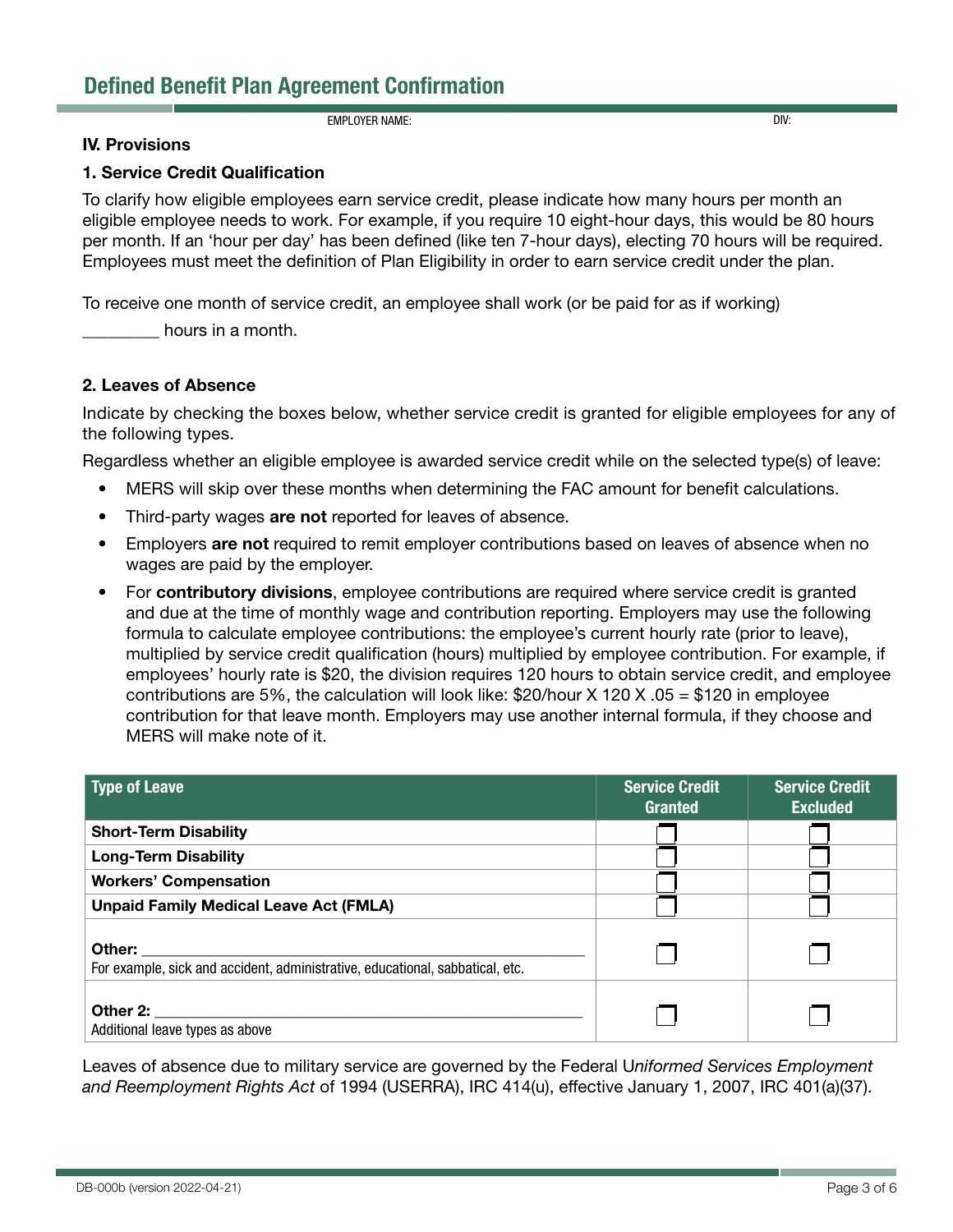# Defined Benefit Plan Agreement Confirmation

EMPLOYER NAME: DIV:

**IV. Provisions**

**1. Service Credit Qualification**

To clarify how eligible employees earn service credit, please indicate how many hours per month an eligible employee needs to work. For example, if you require 10 eight-hour days, this would be 80 hours per month. If an 'hour per day' has been defined (like ten 7-hour days), electing 70 hours will be required. Employees must meet the definition of Plan Eligibility in order to earn service credit under the plan.

To receive one month of service credit, an employee shall work (or be paid for as if working) _________ hours in a month.

**2. Leaves of Absence**

Indicate by checking the boxes below, whether service credit is granted for eligible employees for any of the following types.

Regardless whether an eligible employee is awarded service credit while on the selected type(s) of leave:

- MERS will skip over these months when determining the FAC amount for benefit calculations.
- Third-party wages **are not** reported for leaves of absence.
- Employers **are not** required to remit employer contributions based on leaves of absence when no wages are paid by the employer.
- For **contributory divisions**, employee contributions are required where service credit is granted and due at the time of monthly wage and contribution reporting. Employers may use the following formula to calculate employee contributions: the employee's current hourly rate (prior to leave), multiplied by service credit qualification (hours) multiplied by employee contribution. For example, if employees' hourly rate is $20, the division requires 120 hours to obtain service credit, and employee contributions are 5%, the calculation will look like: $20/hour X 120 X .05 = $120 in employee contribution for that leave month. Employers may use another internal formula, if they choose and MERS will make note of it.

| Type of Leave | Service Credit Granted | Service Credit Excluded |
|---|---|---|
| **Short-Term Disability** | ☐ | ☐ |
| **Long-Term Disability** | ☐ | ☐ |
| **Workers' Compensation** | ☐ | ☐ |
| **Unpaid Family Medical Leave Act (FMLA)** | ☐ | ☐ |
| **Other:** ________________________ For example, sick and accident, administrative, educational, sabbatical, etc. | ☐ | ☐ |
| **Other 2:** ________________________ Additional leave types as above | ☐ | ☐ |

Leaves of absence due to military service are governed by the Federal U*niformed Services Employment and Reemployment Rights Act* of 1994 (USERRA), IRC 414(u), effective January 1, 2007, IRC 401(a)(37).

DB-000b (version 2022-04-21)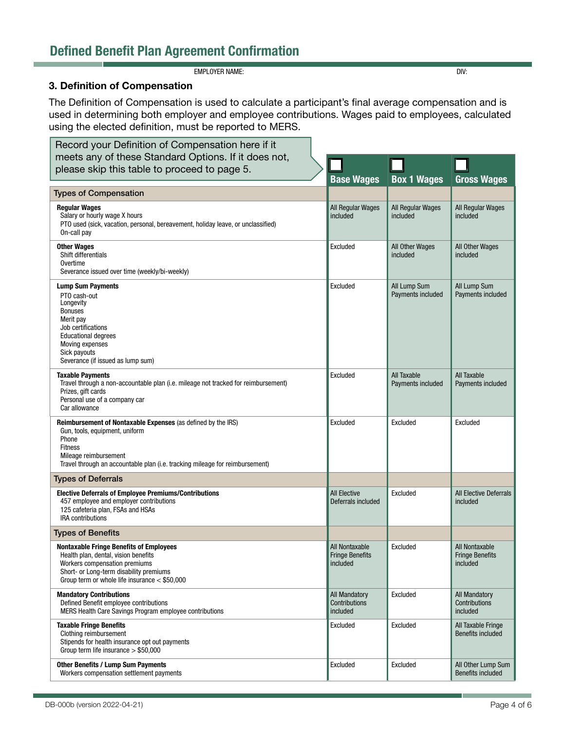# Defined Benefit Plan Agreement Confirmation

EMPLOYER NAME: DIV:

### 3. Definition of Compensation

The Definition of Compensation is used to calculate a participant's final average compensation and is used in determining both employer and employee contributions. Wages paid to employees, calculated using the elected definition, must be reported to MERS.

Record your Definition of Compensation here if it meets any of these Standard Options. If it does not, please skip this table to proceed to page 5.

| | ☐ Base Wages | ☐ Box 1 Wages | ☐ Gross Wages |
|---|---|---|---|
| **Types of Compensation** | | | |
| **Regular Wages**<br>Salary or hourly wage X hours<br>PTO used (sick, vacation, personal, bereavement, holiday leave, or unclassified)<br>On-call pay | All Regular Wages included | All Regular Wages included | All Regular Wages included |
| **Other Wages**<br>Shift differentials<br>Overtime<br>Severance issued over time (weekly/bi-weekly) | Excluded | All Other Wages included | All Other Wages included |
| **Lump Sum Payments**<br>PTO cash-out<br>Longevity<br>Bonuses<br>Merit pay<br>Job certifications<br>Educational degrees<br>Moving expenses<br>Sick payouts<br>Severance (if issued as lump sum) | Excluded | All Lump Sum Payments included | All Lump Sum Payments included |
| **Taxable Payments**<br>Travel through a non-accountable plan (i.e. mileage not tracked for reimbursement)<br>Prizes, gift cards<br>Personal use of a company car<br>Car allowance | Excluded | All Taxable Payments included | All Taxable Payments included |
| **Reimbursement of Nontaxable Expenses** (as defined by the IRS)<br>Gun, tools, equipment, uniform<br>Phone<br>Fitness<br>Mileage reimbursement<br>Travel through an accountable plan (i.e. tracking mileage for reimbursement) | Excluded | Excluded | Excluded |
| **Types of Deferrals** | | | |
| **Elective Deferrals of Employee Premiums/Contributions**<br>457 employee and employer contributions<br>125 cafeteria plan, FSAs and HSAs<br>IRA contributions | All Elective Deferrals included | Excluded | All Elective Deferrals included |
| **Types of Benefits** | | | |
| **Nontaxable Fringe Benefits of Employees**<br>Health plan, dental, vision benefits<br>Workers compensation premiums<br>Short- or Long-term disability premiums<br>Group term or whole life insurance < $50,000 | All Nontaxable Fringe Benefits included | Excluded | All Nontaxable Fringe Benefits included |
| **Mandatory Contributions**<br>Defined Benefit employee contributions<br>MERS Health Care Savings Program employee contributions | All Mandatory Contributions included | Excluded | All Mandatory Contributions included |
| **Taxable Fringe Benefits**<br>Clothing reimbursement<br>Stipends for health insurance opt out payments<br>Group term life insurance > $50,000 | Excluded | Excluded | All Taxable Fringe Benefits included |
| **Other Benefits / Lump Sum Payments**<br>Workers compensation settlement payments | Excluded | Excluded | All Other Lump Sum Benefits included |

DB-000b (version 2022-04-21)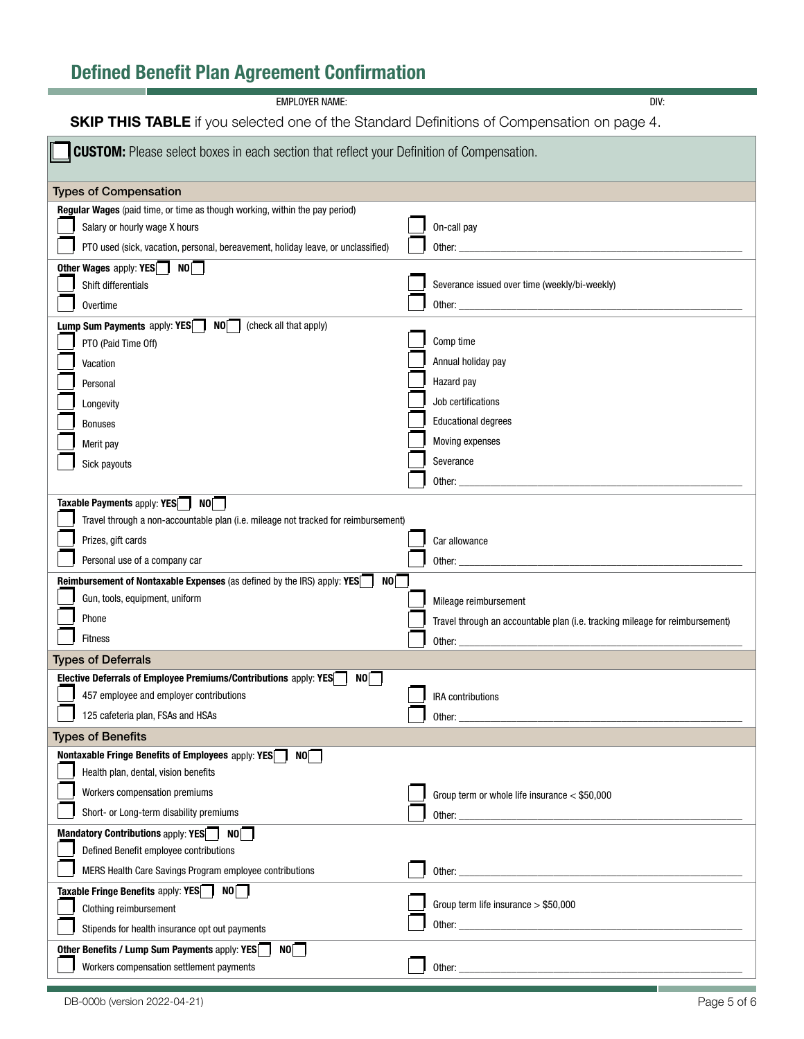# Defined Benefit Plan Agreement Confirmation

EMPLOYER NAME: DIV:

**SKIP THIS TABLE** if you selected one of the Standard Definitions of Compensation on page 4.

☐ **CUSTOM:** Please select boxes in each section that reflect your Definition of Compensation.

| | |
|---|---|
| **Types of Compensation** | |
| **Regular Wages** (paid time, or time as though working, within the pay period) | |
| ☐ Salary or hourly wage X hours | ☐ On-call pay |
| ☐ PTO used (sick, vacation, personal, bereavement, holiday leave, or unclassified) | ☐ Other: ______ |
| **Other Wages** apply: **YES** ☐ **NO** ☐ | |
| ☐ Shift differentials | ☐ Severance issued over time (weekly/bi-weekly) |
| ☐ Overtime | ☐ Other: ______ |
| **Lump Sum Payments** apply: **YES** ☐ **NO** ☐ (check all that apply) | |
| ☐ PTO (Paid Time Off) | ☐ Comp time |
| ☐ Vacation | ☐ Annual holiday pay |
| ☐ Personal | ☐ Hazard pay |
| ☐ Longevity | ☐ Job certifications |
| ☐ Bonuses | ☐ Educational degrees |
| ☐ Merit pay | ☐ Moving expenses |
| ☐ Sick payouts | ☐ Severance |
| | ☐ Other: ______ |
| **Taxable Payments** apply: **YES** ☐ **NO** ☐ | |
| ☐ Travel through a non-accountable plan (i.e. mileage not tracked for reimbursement) | |
| ☐ Prizes, gift cards | ☐ Car allowance |
| ☐ Personal use of a company car | ☐ Other: ______ |
| **Reimbursement of Nontaxable Expenses** (as defined by the IRS) apply: **YES** ☐ **NO** ☐ | |
| ☐ Gun, tools, equipment, uniform | ☐ Mileage reimbursement |
| ☐ Phone | ☐ Travel through an accountable plan (i.e. tracking mileage for reimbursement) |
| ☐ Fitness | ☐ Other: ______ |
| **Types of Deferrals** | |
| **Elective Deferrals of Employee Premiums/Contributions** apply: **YES** ☐ **NO** ☐ | |
| ☐ 457 employee and employer contributions | ☐ IRA contributions |
| ☐ 125 cafeteria plan, FSAs and HSAs | ☐ Other: ______ |
| **Types of Benefits** | |
| **Nontaxable Fringe Benefits of Employees** apply: **YES** ☐ **NO** ☐ | |
| ☐ Health plan, dental, vision benefits | |
| ☐ Workers compensation premiums | ☐ Group term or whole life insurance < $50,000 |
| ☐ Short- or Long-term disability premiums | ☐ Other: ______ |
| **Mandatory Contributions** apply: **YES** ☐ **NO** ☐ | |
| ☐ Defined Benefit employee contributions | |
| ☐ MERS Health Care Savings Program employee contributions | ☐ Other: ______ |
| **Taxable Fringe Benefits** apply: **YES** ☐ **NO** ☐ | |
| ☐ Clothing reimbursement | ☐ Group term life insurance > $50,000 |
| ☐ Stipends for health insurance opt out payments | ☐ Other: ______ |
| **Other Benefits / Lump Sum Payments** apply: **YES** ☐ **NO** ☐ | |
| ☐ Workers compensation settlement payments | ☐ Other: ______ |

DB-000b (version 2022-04-21)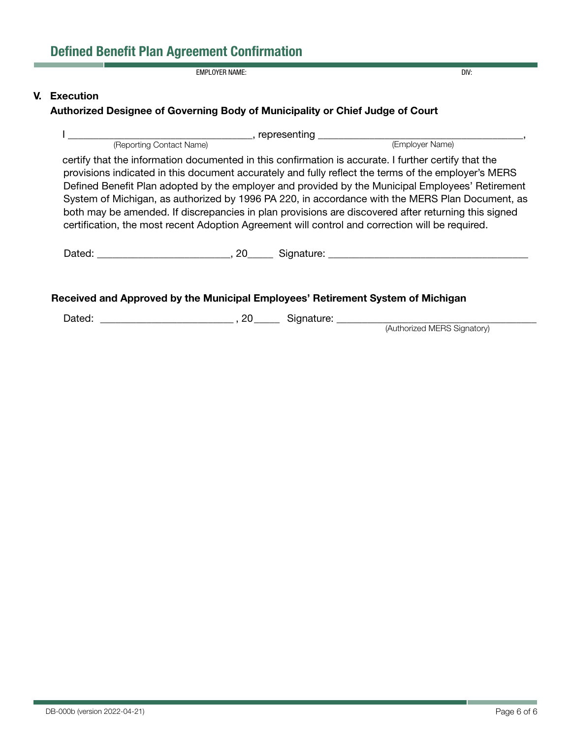## Defined Benefit Plan Agreement Confirmation

EMPLOYER NAME: DIV:

### V. Execution

**Authorized Designee of Governing Body of Municipality or Chief Judge of Court**

I ________________________________, representing ____________________________________,
(Reporting Contact Name) (Employer Name)

certify that the information documented in this confirmation is accurate. I further certify that the provisions indicated in this document accurately and fully reflect the terms of the employer's MERS Defined Benefit Plan adopted by the employer and provided by the Municipal Employees' Retirement System of Michigan, as authorized by 1996 PA 220, in accordance with the MERS Plan Document, as both may be amended. If discrepancies in plan provisions are discovered after returning this signed certification, the most recent Adoption Agreement will control and correction will be required.

Dated: ________________________, 20_____ Signature: ____________________________________

**Received and Approved by the Municipal Employees' Retirement System of Michigan**

Dated: ________________________ , 20_____ Signature: ____________________________________
(Authorized MERS Signatory)